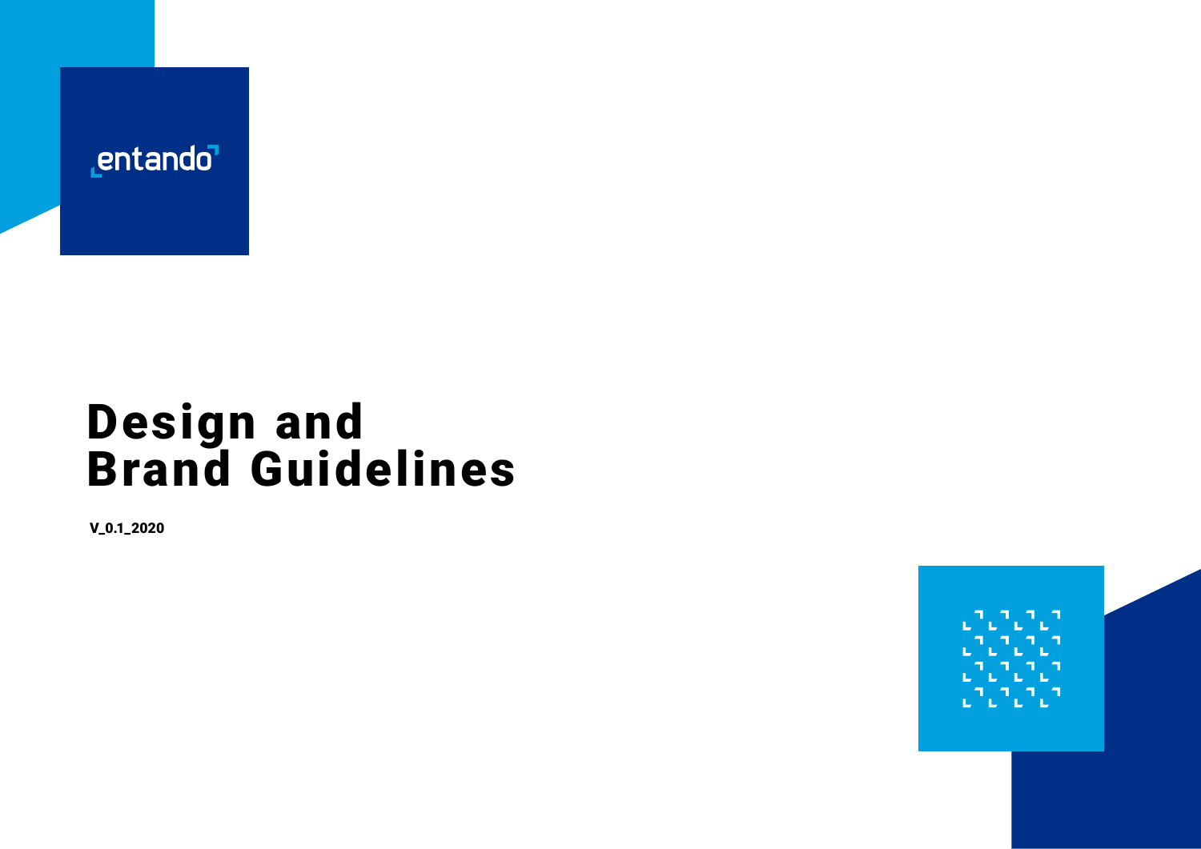entando

# Design and Brand Guidelines

**V_0.1_2020**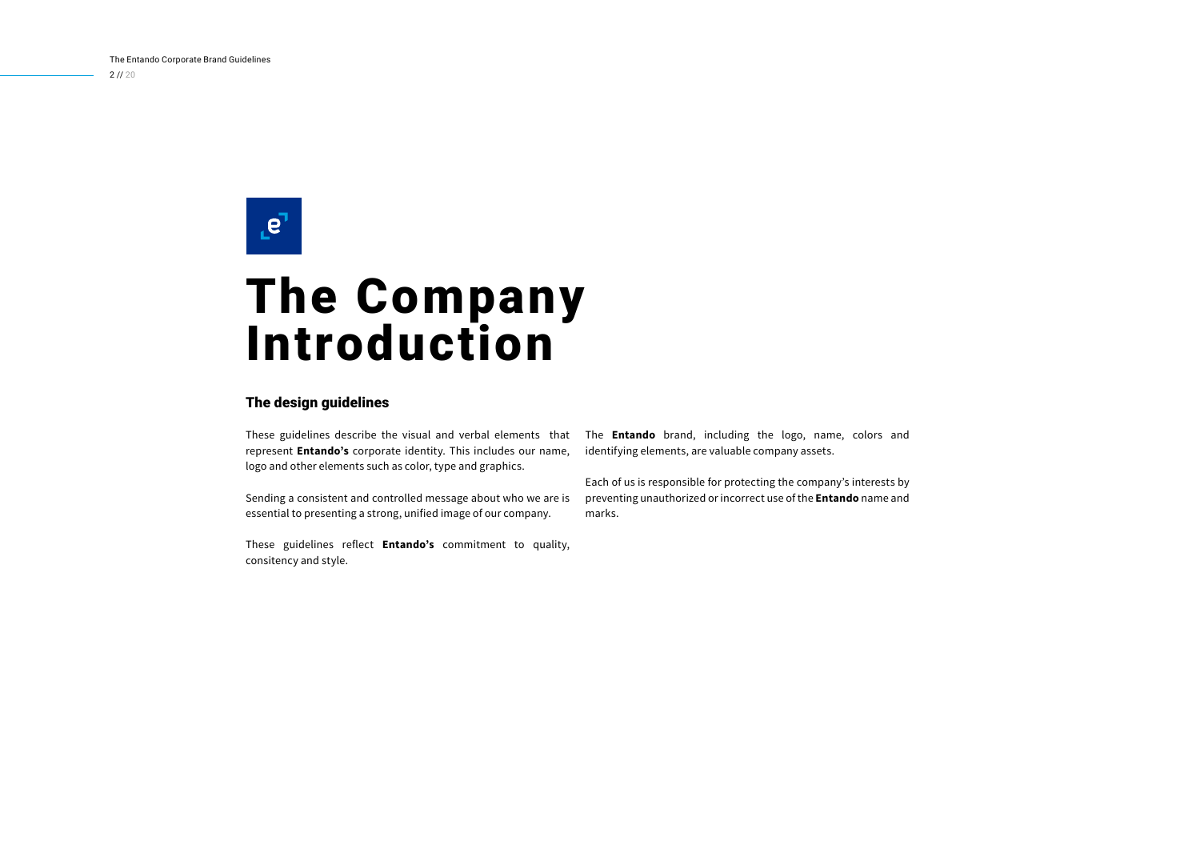# The Company Introduction

## The design guidelines

These guidelines describe the visual and verbal elements that represent **Entando's** corporate identity. This includes our name, logo and other elements such as color, type and graphics.

Sending a consistent and controlled message about who we are is essential to presenting a strong, unified image of our company.

These guidelines reflect **Entando's** commitment to quality, consitency and style.

The **Entando** brand, including the logo, name, colors and identifying elements, are valuable company assets.

Each of us is responsible for protecting the company's interests by preventing unauthorized or incorrect use of the **Entando** name and marks.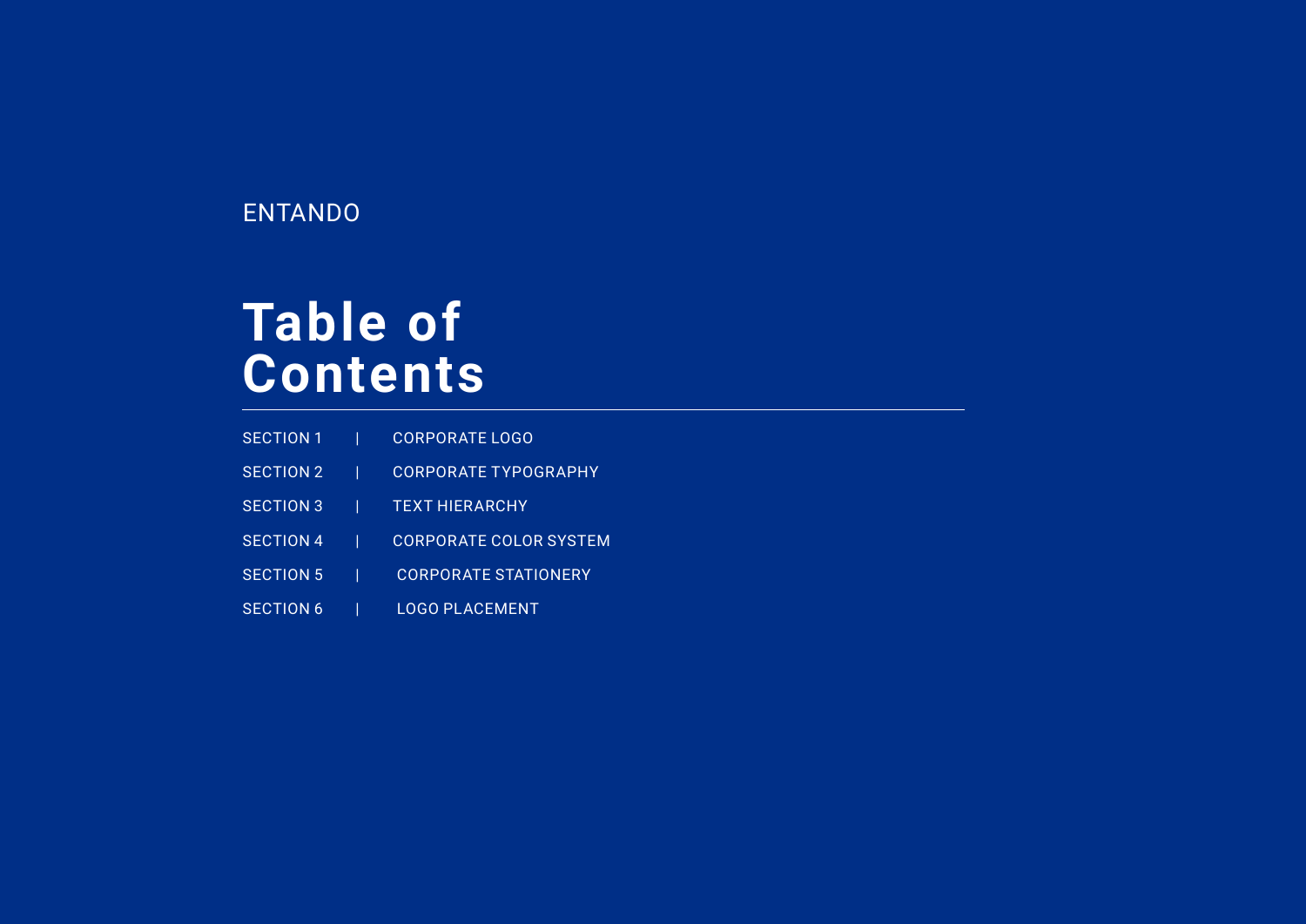ENTANDO

# Table of Contents

SECTION 1 | CORPORATE LOGO

SECTION 2 | CORPORATE TYPOGRAPHY

SECTION 3 | TEXT HIERARCHY

SECTION 4 | CORPORATE COLOR SYSTEM

SECTION 5 | CORPORATE STATIONERY

SECTION 6 | LOGO PLACEMENT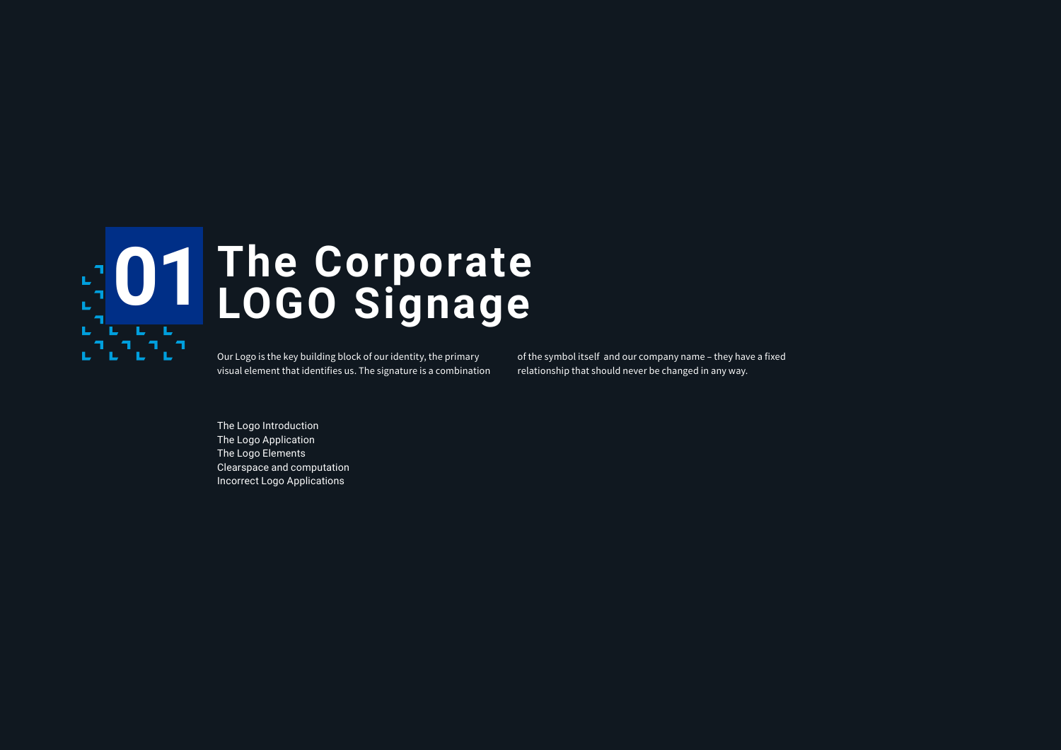# 01 The Corporate LOGO Signage

Our Logo is the key building block of our identity, the primary visual element that identifies us. The signature is a combination of the symbol itself and our company name – they have a fixed relationship that should never be changed in any way.

- The Logo Introduction
- The Logo Application
- The Logo Elements
- Clearspace and computation
- Incorrect Logo Applications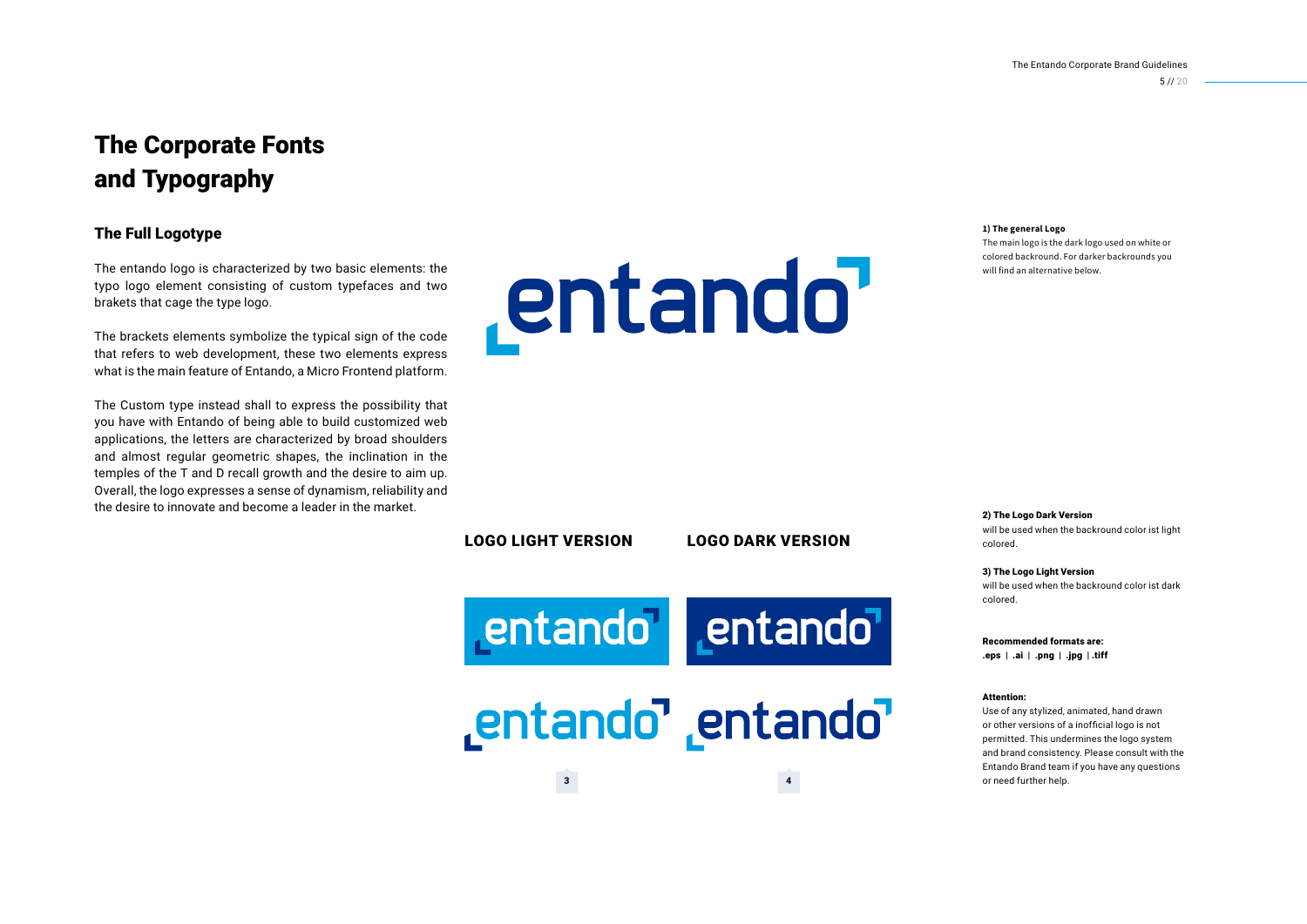# The Corporate Fonts and Typography

## The Full Logotype

The entando logo is characterized by two basic elements: the typo logo element consisting of custom typefaces and two brakets that cage the type logo.

The brackets elements symbolize the typical sign of the code that refers to web development, these two elements express what is the main feature of Entando, a Micro Frontend platform.

The Custom type instead shall to express the possibility that you have with Entando of being able to build customized web applications, the letters are characterized by broad shoulders and almost regular geometric shapes, the inclination in the temples of the T and D recall growth and the desire to aim up. Overall, the logo expresses a sense of dynamism, reliability and the desire to innovate and become a leader in the market.

**LOGO LIGHT VERSION**

**LOGO DARK VERSION**

3

4

**1) The general Logo**
The main logo is the dark logo used on white or colored backround. For darker backrounds you will find an alternative below.

**2) The Logo Dark Version**
will be used when the backround color ist light colored.

**3) The Logo Light Version**
will be used when the backround color ist dark colored.

**Recommended formats are:**
**.eps | .ai | .png | .jpg | .tiff**

**Attention:**
Use of any stylized, animated, hand drawn or other versions of a inofficial logo is not permitted. This undermines the logo system and brand consistency. Please consult with the Entando Brand team if you have any questions or need further help.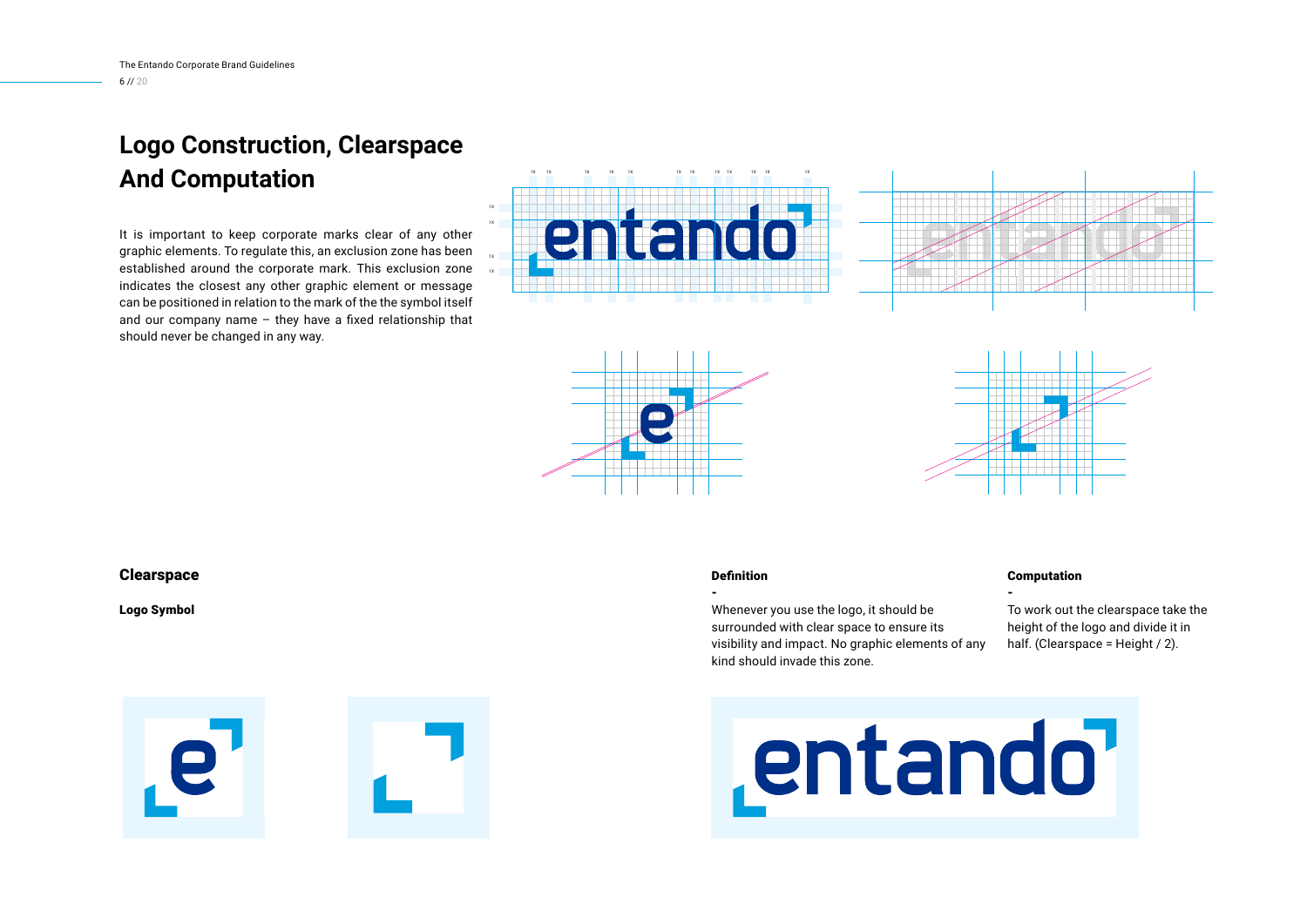# Logo Construction, Clearspace And Computation

It is important to keep corporate marks clear of any other graphic elements. To regulate this, an exclusion zone has been established around the corporate mark. This exclusion zone indicates the closest any other graphic element or message can be positioned in relation to the mark of the the symbol itself and our company name – they have a fixed relationship that should never be changed in any way.

## Clearspace

**Logo Symbol**

**Definition**

**-**

Whenever you use the logo, it should be surrounded with clear space to ensure its visibility and impact. No graphic elements of any kind should invade this zone.

**Computation**

**-**

To work out the clearspace take the height of the logo and divide it in half. (Clearspace = Height / 2).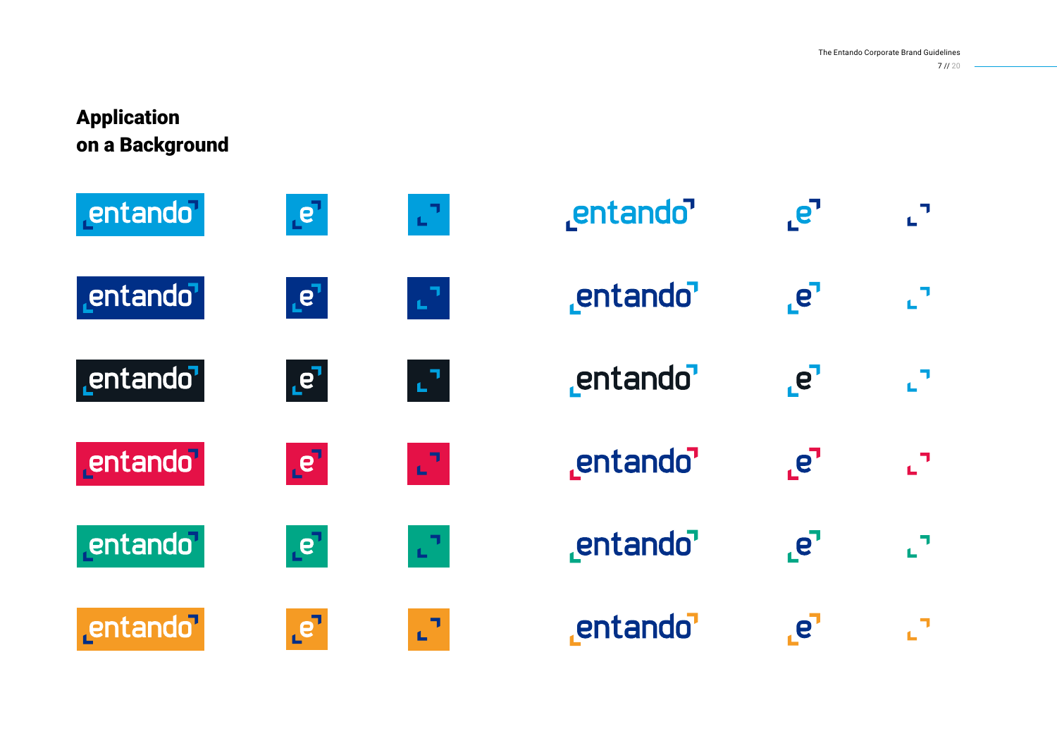# Application on a Background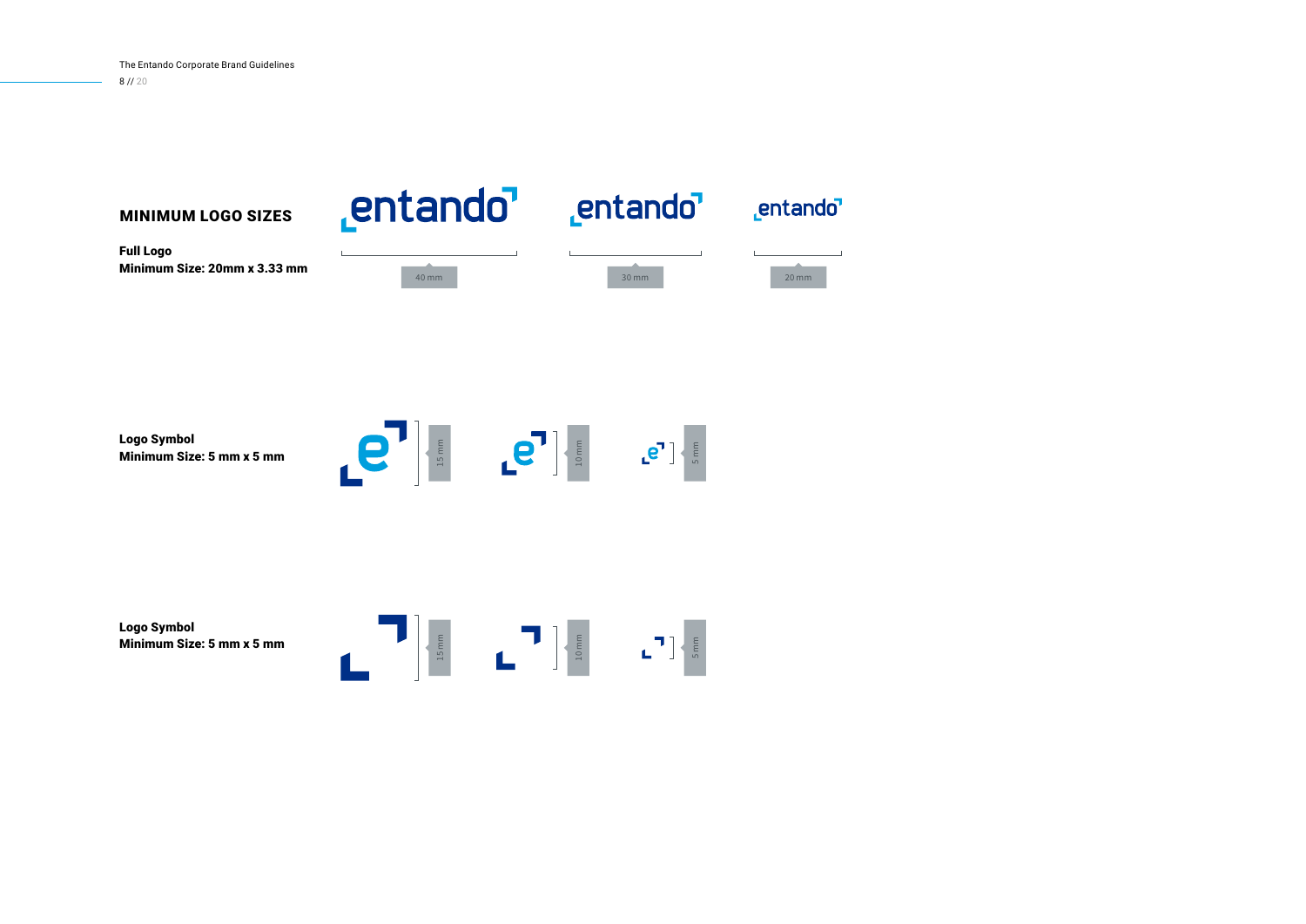## MINIMUM LOGO SIZES

**Full Logo**
**Minimum Size: 20mm x 3.33 mm**

40 mm

30 mm

20 mm

**Logo Symbol**
**Minimum Size: 5 mm x 5 mm**

15 mm

10 mm

5 mm

**Logo Symbol**
**Minimum Size: 5 mm x 5 mm**

15 mm

10 mm

5 mm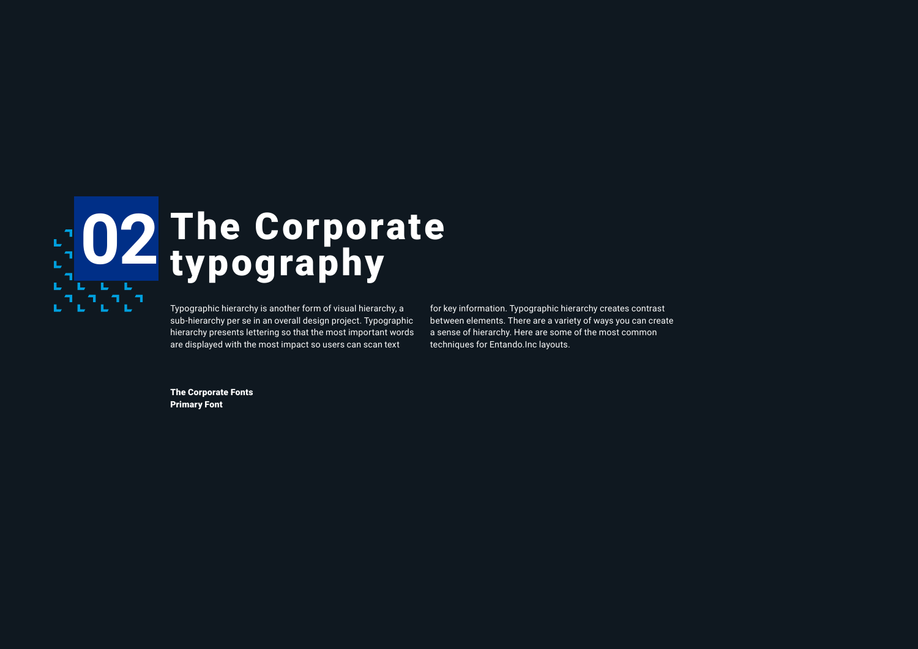# 02 The Corporate typography

Typographic hierarchy is another form of visual hierarchy, a sub-hierarchy per se in an overall design project. Typographic hierarchy presents lettering so that the most important words are displayed with the most impact so users can scan text for key information. Typographic hierarchy creates contrast between elements. There are a variety of ways you can create a sense of hierarchy. Here are some of the most common techniques for Entando.Inc layouts.

**The Corporate Fonts**
**Primary Font**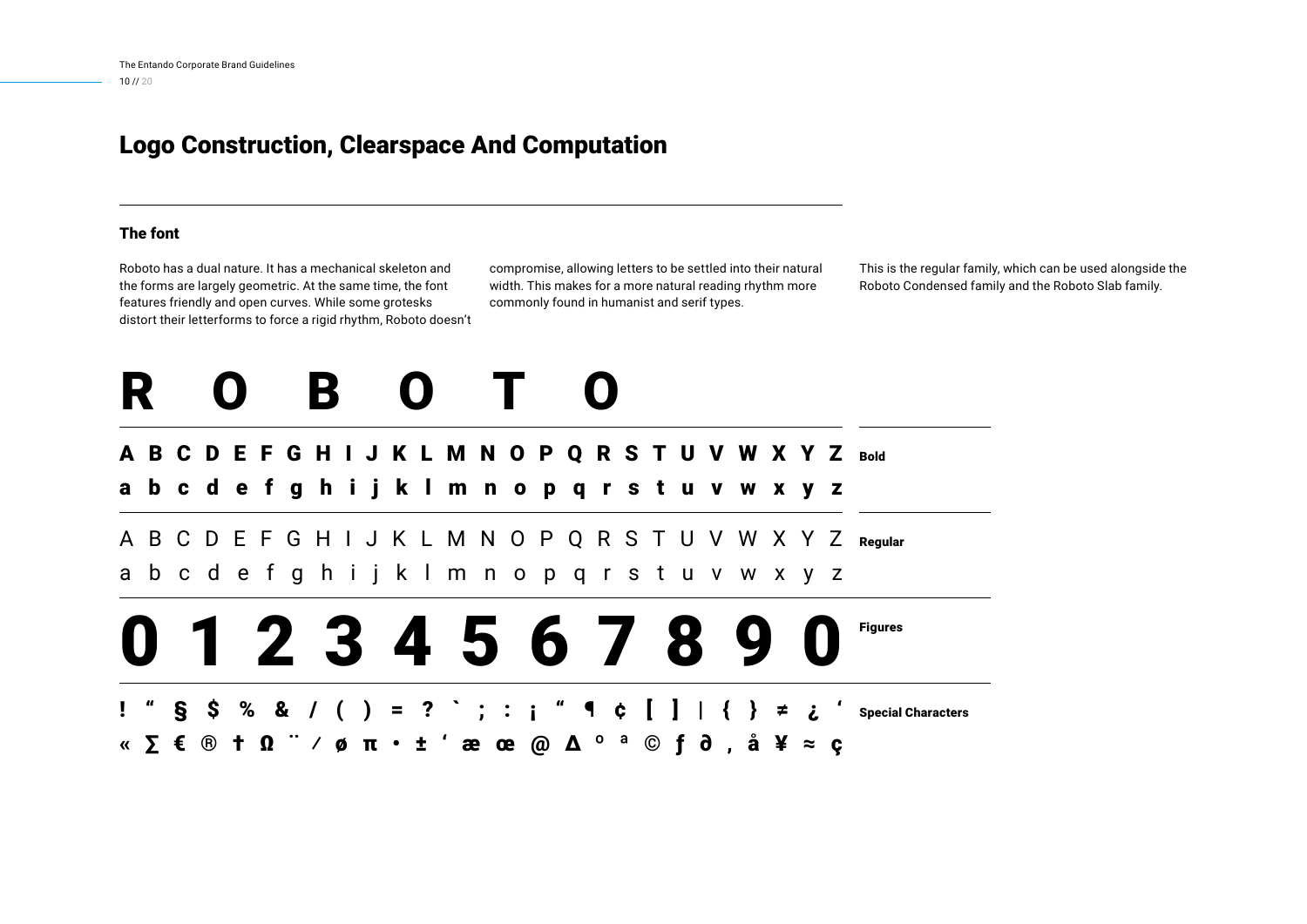# Logo Construction, Clearspace And Computation

## The font

Roboto has a dual nature. It has a mechanical skeleton and the forms are largely geometric. At the same time, the font features friendly and open curves. While some grotesks distort their letterforms to force a rigid rhythm, Roboto doesn't compromise, allowing letters to be settled into their natural width. This makes for a more natural reading rhythm more commonly found in humanist and serif types.

This is the regular family, which can be used alongside the Roboto Condensed family and the Roboto Slab family.

**R O B O T O**

**A B C D E F G H I J K L M N O P Q R S T U V W X Y Z**
**a b c d e f g h i j k l m n o p q r s t u v w x y z**

**Bold**

A B C D E F G H I J K L M N O P Q R S T U V W X Y Z
a b c d e f g h i j k l m n o p q r s t u v w x y z

**Regular**

**0 1 2 3 4 5 6 7 8 9 0**

**Figures**

**! " § $ % & / ( ) = ? ` ; : ¡ " ¶ ¢ [ ] | { } ≠ ¿ '**
**« ∑ € ® † Ω ¨ ⁄ ø π • ± ' æ œ @ Δ º ª © ƒ ∂ ‚ å ¥ ≈ ç**

**Special Characters**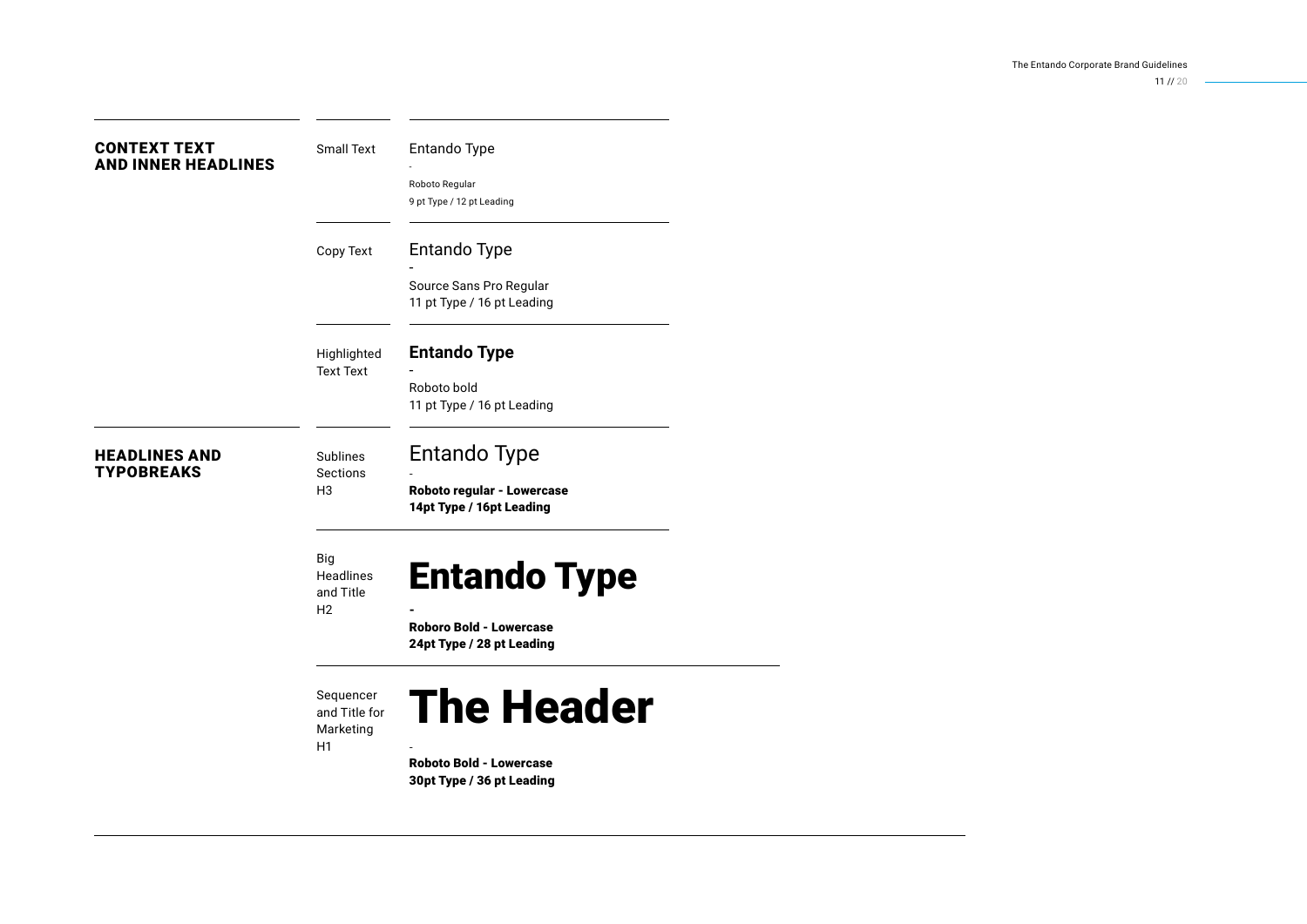## CONTEXT TEXT AND INNER HEADLINES

**Small Text**

Entando Type

-

Roboto Regular

9 pt Type / 12 pt Leading

**Copy Text**

Entando Type

-

Source Sans Pro Regular

11 pt Type / 16 pt Leading

**Highlighted Text Text**

**Entando Type**

-

Roboto bold

11 pt Type / 16 pt Leading

## HEADLINES AND TYPOBREAKS

**Sublines Sections H3**

Entando Type

-

**Roboto regular - Lowercase**
**14pt Type / 16pt Leading**

**Big Headlines and Title H2**

**Entando Type**

-

**Roboro Bold - Lowercase**
**24pt Type / 28 pt Leading**

**Sequencer and Title for Marketing H1**

**The Header**

-

**Roboto Bold - Lowercase**
**30pt Type / 36 pt Leading**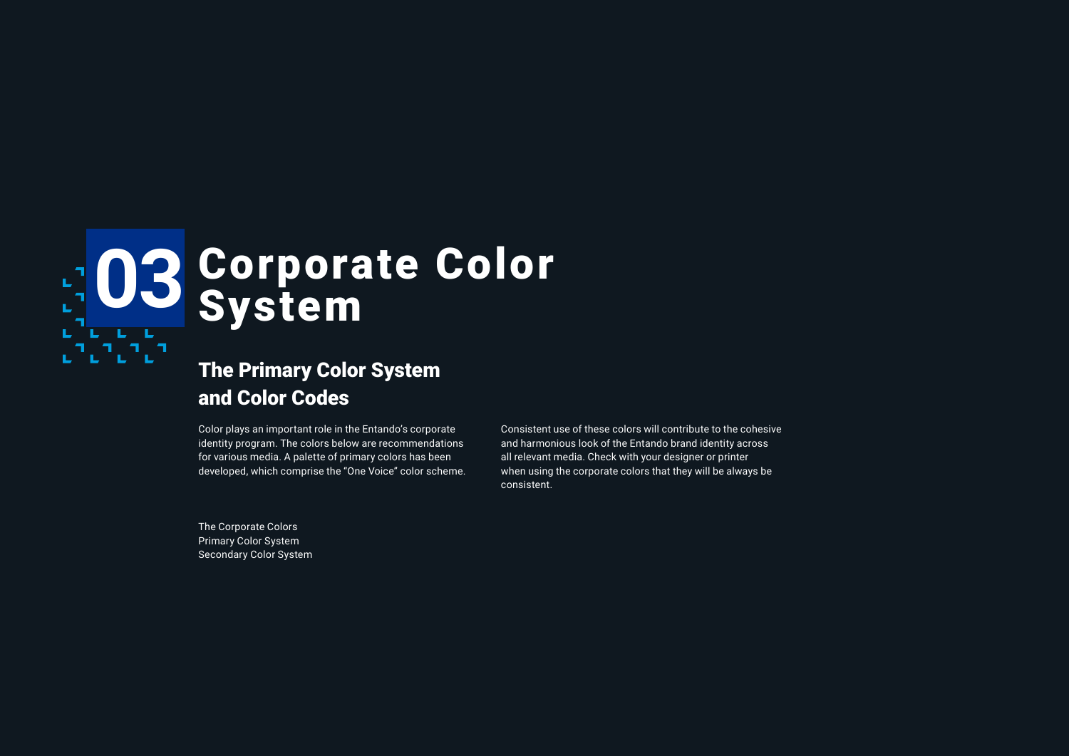# 03 Corporate Color System

## The Primary Color System and Color Codes

Color plays an important role in the Entando's corporate identity program. The colors below are recommendations for various media. A palette of primary colors has been developed, which comprise the "One Voice" color scheme.

Consistent use of these colors will contribute to the cohesive and harmonious look of the Entando brand identity across all relevant media. Check with your designer or printer when using the corporate colors that they will be always be consistent.

The Corporate Colors
Primary Color System
Secondary Color System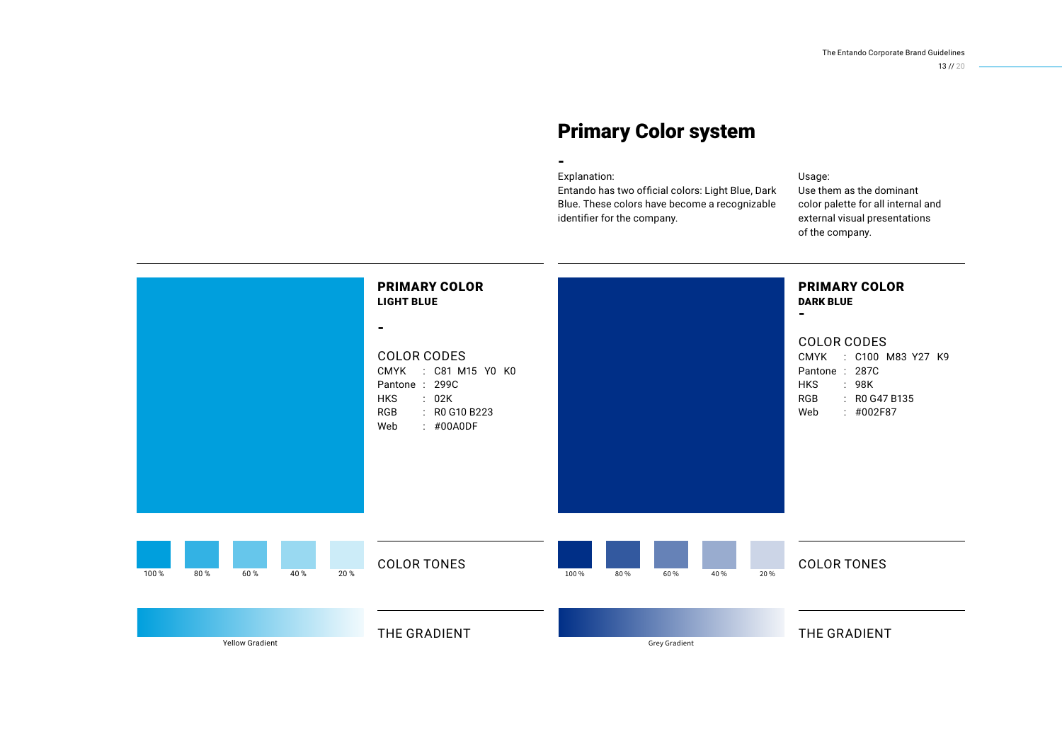# Primary Color system

-

Explanation:
Entando has two official colors: Light Blue, Dark Blue. These colors have become a recognizable identifier for the company.

Usage:
Use them as the dominant color palette for all internal and external visual presentations of the company.

## PRIMARY COLOR
### LIGHT BLUE

-

COLOR CODES

| | | |
|---|---|---|
| CMYK | : | C81 M15 Y0 K0 |
| Pantone | : | 299C |
| HKS | : | 02K |
| RGB | : | R0 G10 B223 |
| Web | : | #00A0DF |

COLOR TONES

100 % 80 % 60 % 40 % 20 %

THE GRADIENT

Yellow Gradient

## PRIMARY COLOR
### DARK BLUE

-

COLOR CODES

| | | |
|---|---|---|
| CMYK | : | C100 M83 Y27 K9 |
| Pantone | : | 287C |
| HKS | : | 98K |
| RGB | : | R0 G47 B135 |
| Web | : | #002F87 |

COLOR TONES

100 % 80 % 60 % 40 % 20 %

THE GRADIENT

Grey Gradient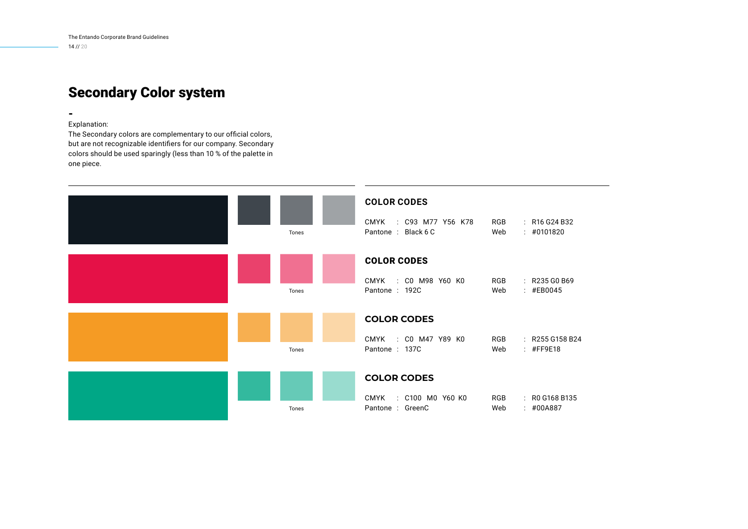# Secondary Color system

-

Explanation:
The Secondary colors are complementary to our official colors, but are not recognizable identifiers for our company. Secondary colors should be used sparingly (less than 10 % of the palette in one piece.

Tones

### COLOR CODES

CMYK : C93 M77 Y56 K78
Pantone : Black 6 C
RGB : R16 G24 B32
Web : #0101820

Tones

### COLOR CODES

CMYK : C0 M98 Y60 K0
Pantone : 192C
RGB : R235 G0 B69
Web : #EB0045

Tones

### COLOR CODES

CMYK : C0 M47 Y89 K0
Pantone : 137C
RGB : R255 G158 B24
Web : #FF9E18

Tones

### COLOR CODES

CMYK : C100 M0 Y60 K0
Pantone : GreenC
RGB : R0 G168 B135
Web : #00A887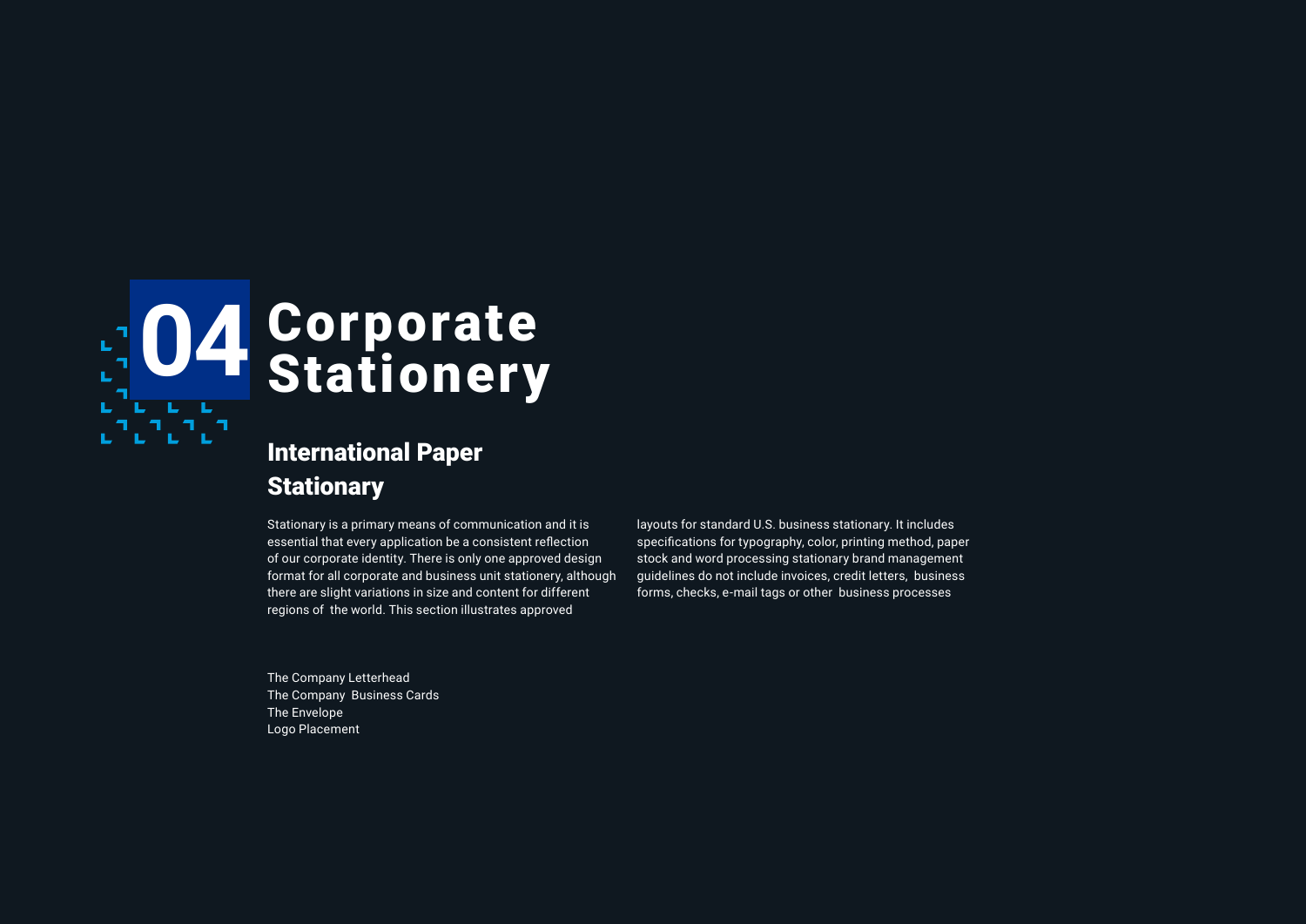# 04 Corporate Stationery

## International Paper Stationary

Stationary is a primary means of communication and it is essential that every application be a consistent reflection of our corporate identity. There is only one approved design format for all corporate and business unit stationery, although there are slight variations in size and content for different regions of the world. This section illustrates approved layouts for standard U.S. business stationary. It includes specifications for typography, color, printing method, paper stock and word processing stationary brand management guidelines do not include invoices, credit letters, business forms, checks, e-mail tags or other business processes

The Company Letterhead
The Company Business Cards
The Envelope
Logo Placement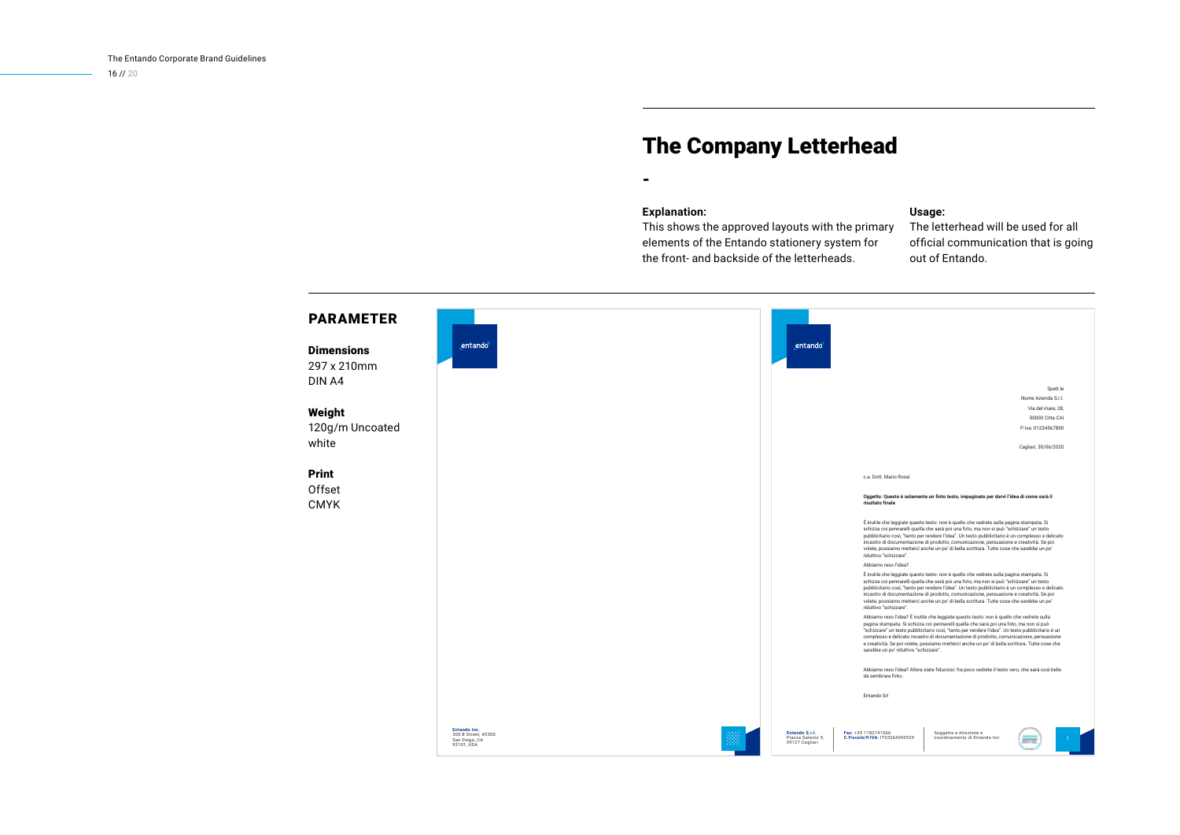# The Company Letterhead

-

**Explanation:**
This shows the approved layouts with the primary elements of the Entando stationery system for the front- and backside of the letterheads.

**Usage:**
The letterhead will be used for all official communication that is going out of Entando.

## PARAMETER

### Dimensions
297 x 210mm
DIN A4

### Weight
120g/m Uncoated white

### Print
Offset
CMYK

entando

**Entando Inc.**
300 B Street, #2300,
San Diego, CA
92101, USA

entando

Spett.le
Nome Azienda S.r.l.
Via del mare, 28,
00000 Città CAI
P.Iva: 01234567890

Cagliari, 30/06/2020

c.a. Dott. Mario Rossi

**Oggetto: Questo è solamente un finto testo, impaginato per darvi l'idea di come sarà il risultato finale**

È inutile che leggiate questo testo: non è quello che vedrete sulla pagina stampata. Si schizza coi pennarelli quella che sarà poi una foto, ma non si può "schizzare" un testo pubblicitario così, "tanto per rendere l'idea". Un testo pubblicitario è un complesso e delicato incastro di documentazione di prodotto, comunicazione, persuasione e creatività. Se poi volete, possiamo metterci anche un po' di bella scrittura. Tutte cose che sarebbe un po' riduttivo "schizzare".

Abbiamo reso l'idea?

È inutile che leggiate questo testo: non è quello che vedrete sulla pagina stampata. Si schizza coi pennarelli quella che sarà poi una foto, ma non si può "schizzare" un testo pubblicitario così, "tanto per rendere l'idea". Un testo pubblicitario è un complesso e delicato incastro di documentazione di prodotto, comunicazione, persuasione e creatività. Se poi volete, possiamo metterci anche un po' di bella scrittura. Tutte cose che sarebbe un po' riduttivo "schizzare".

Abbiamo reso l'idea? È inutile che leggiate questo testo: non è quello che vedrete sulla pagina stampata. Si schizza coi pennarelli quella che sarà poi una foto, ma non si può "schizzare" un testo pubblicitario così, "tanto per rendere l'idea". Un testo pubblicitario è un complesso e delicato incastro di documentazione di prodotto, comunicazione, persuasione e creatività. Se poi volete, possiamo metterci anche un po' di bella scrittura. Tutte cose che sarebbe un po' riduttivo "schizzare".

Abbiamo reso l'idea? Allora siate fiduciosi: fra poco vedrete il testo vero, che sarà così bello da sembrare finto.

Entando Srl

**Entando S.r.l.**
Piazza Salento 9,
09127 Cagliari

**Fax:** +39 1782741566
**C.Fiscale/P.IVA:** IT03264290929

Soggetta a direzione e coordinamento di Entando Inc

1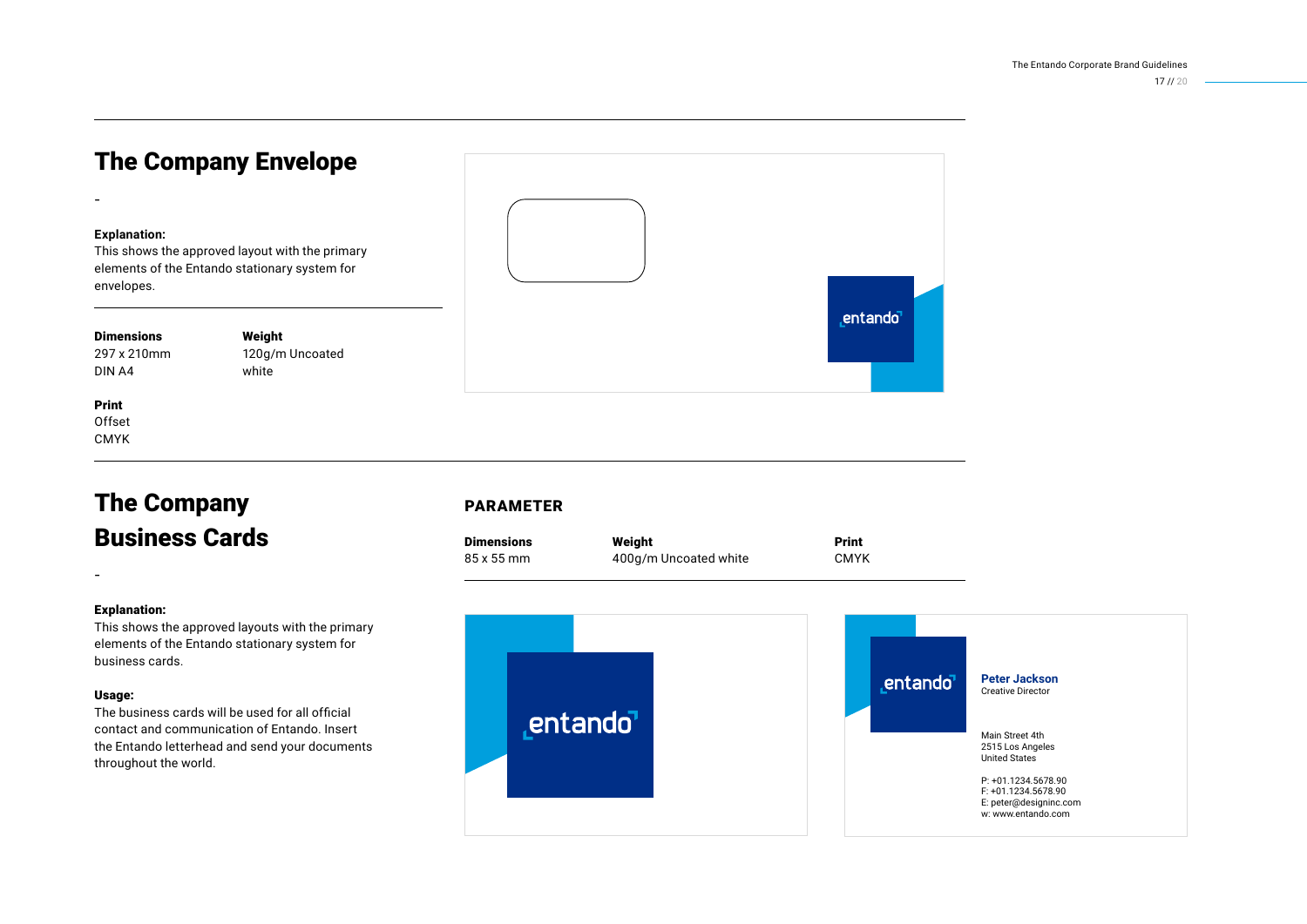## The Company Envelope

-

**Explanation:**
This shows the approved layout with the primary elements of the Entando stationary system for envelopes.

| **Dimensions** | **Weight** |
|---|---|
| 297 x 210mm<br>DIN A4 | 120g/m Uncoated<br>white |

**Print**
Offset
CMYK

entando

## The Company Business Cards

-

**Explanation:**
This shows the approved layouts with the primary elements of the Entando stationary system for business cards.

**Usage:**
The business cards will be used for all official contact and communication of Entando. Insert the Entando letterhead and send your documents throughout the world.

### PARAMETER

| **Dimensions** | **Weight** | **Print** |
|---|---|---|
| 85 x 55 mm | 400g/m Uncoated white | CMYK |

entando

entando

**Peter Jackson**
Creative Director

Main Street 4th
2515 Los Angeles
United States

P: +01.1234.5678.90
F: +01.1234.5678.90
E: peter@designinc.com
w: www.entando.com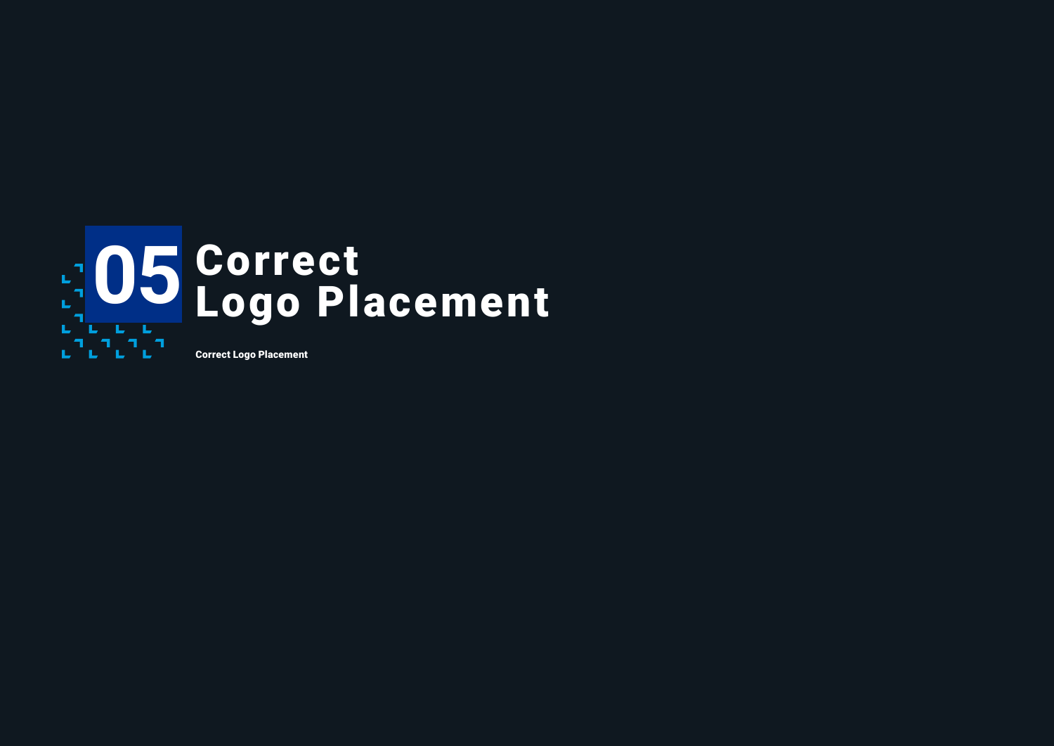# 05 Correct Logo Placement

**Correct Logo Placement**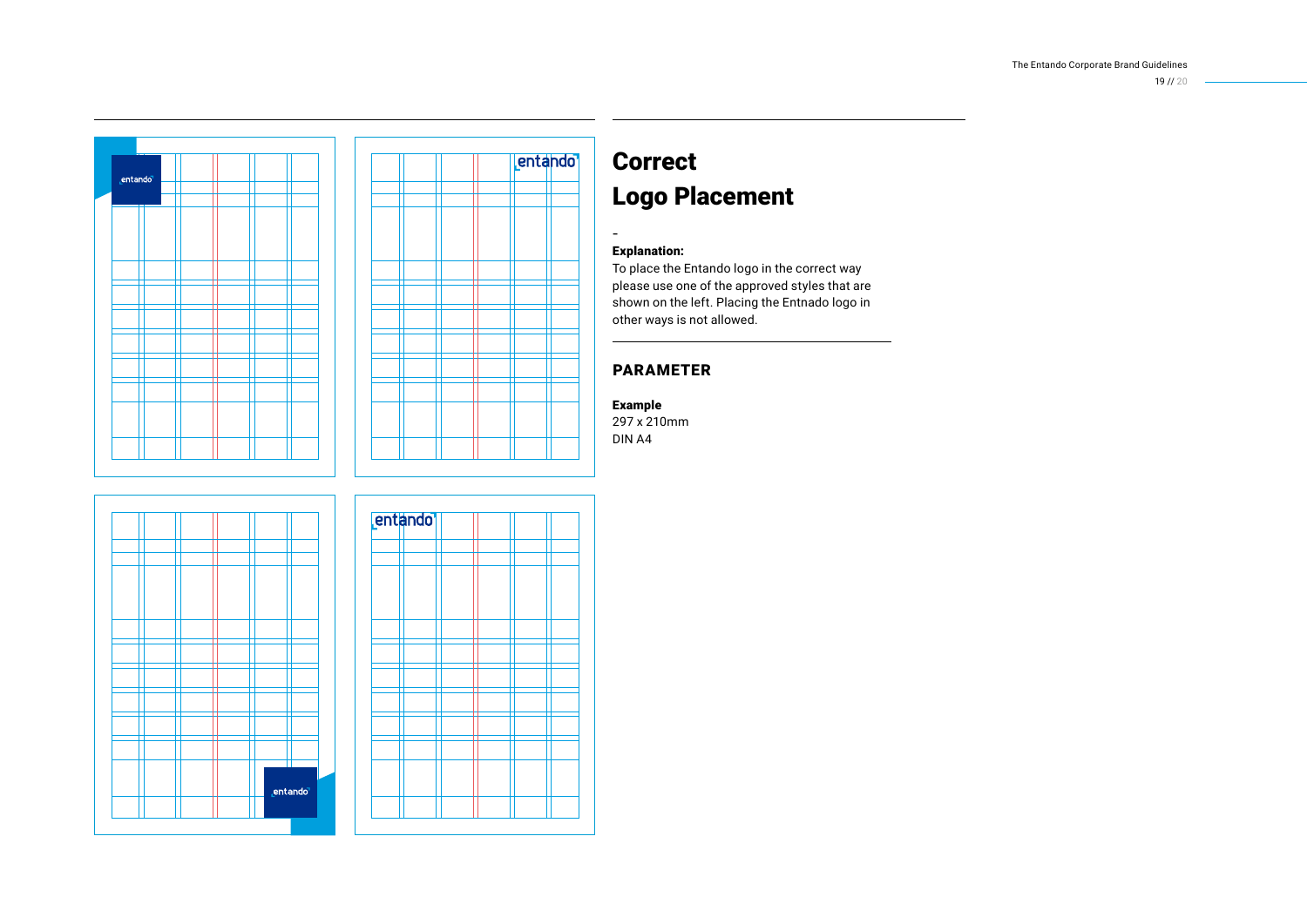# Correct Logo Placement

–

**Explanation:**
To place the Entando logo in the correct way please use one of the approved styles that are shown on the left. Placing the Entnado logo in other ways is not allowed.

## PARAMETER

**Example**
297 x 210mm
DIN A4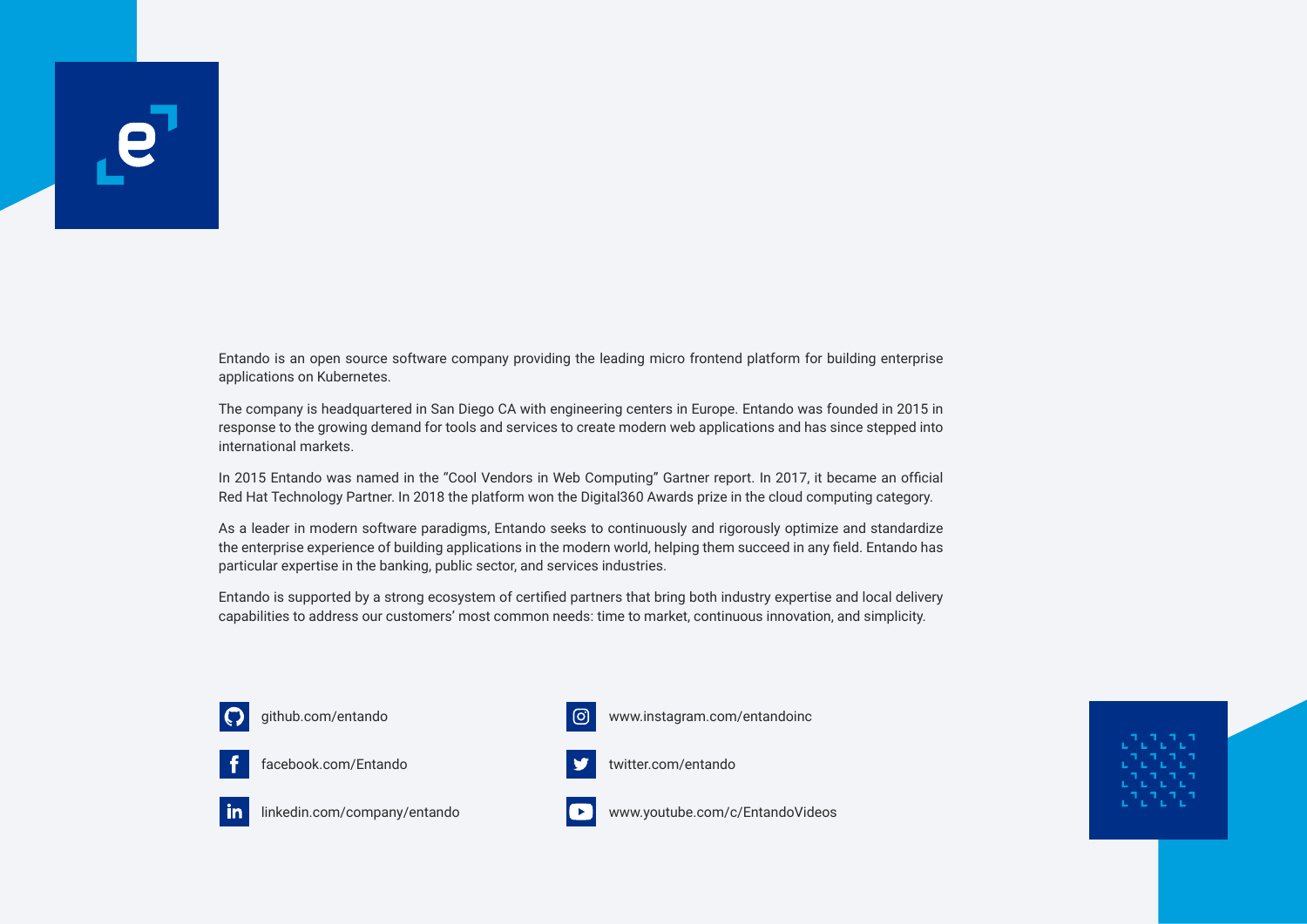Entando is an open source software company providing the leading micro frontend platform for building enterprise applications on Kubernetes.

The company is headquartered in San Diego CA with engineering centers in Europe. Entando was founded in 2015 in response to the growing demand for tools and services to create modern web applications and has since stepped into international markets.

In 2015 Entando was named in the "Cool Vendors in Web Computing" Gartner report. In 2017, it became an official Red Hat Technology Partner. In 2018 the platform won the Digital360 Awards prize in the cloud computing category.

As a leader in modern software paradigms, Entando seeks to continuously and rigorously optimize and standardize the enterprise experience of building applications in the modern world, helping them succeed in any field. Entando has particular expertise in the banking, public sector, and services industries.

Entando is supported by a strong ecosystem of certified partners that bring both industry expertise and local delivery capabilities to address our customers' most common needs: time to market, continuous innovation, and simplicity.

github.com/entando

facebook.com/Entando

linkedin.com/company/entando

www.instagram.com/entandoinc

twitter.com/entando

www.youtube.com/c/EntandoVideos